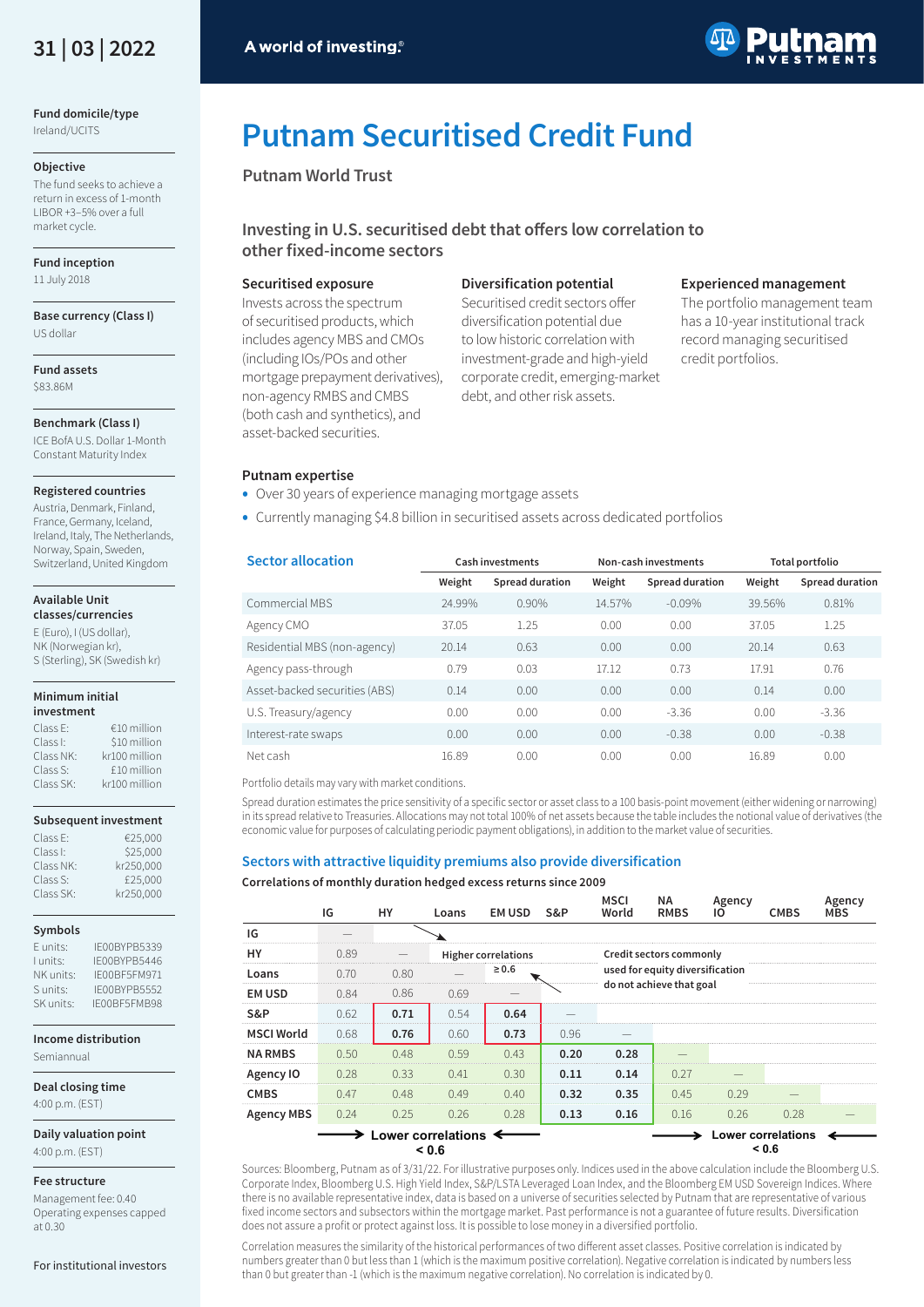31 | 03 | 2022

A world of investing.®

**Fund domicile/type**
Ireland/UCITS

**Objective**
The fund seeks to achieve a return in excess of 1-month LIBOR +3–5% over a full market cycle.

**Fund inception**
11 July 2018

**Base currency (Class I)**
US dollar

**Fund assets**
$83.86M

**Benchmark (Class I)**
ICE BofA U.S. Dollar 1-Month Constant Maturity Index

**Registered countries**
Austria, Denmark, Finland, France, Germany, Iceland, Ireland, Italy, The Netherlands, Norway, Spain, Sweden, Switzerland, United Kingdom

**Available Unit classes/currencies**
E (Euro), I (US dollar), NK (Norwegian kr), S (Sterling), SK (Swedish kr)

**Minimum initial investment**

| | |
|---|---|
| Class E: | €10 million |
| Class I: | $10 million |
| Class NK: | kr100 million |
| Class S: | £10 million |
| Class SK: | kr100 million |

**Subsequent investment**

| | |
|---|---|
| Class E: | €25,000 |
| Class I: | $25,000 |
| Class NK: | kr250,000 |
| Class S: | £25,000 |
| Class SK: | kr250,000 |

**Symbols**

| | |
|---|---|
| E units: | IE00BYPB5339 |
| I units: | IE00BYPB5446 |
| NK units: | IE00BF5FM971 |
| S units: | IE00BYPB5552 |
| SK units: | IE00BF5FMB98 |

**Income distribution**
Semiannual

**Deal closing time**
4:00 p.m. (EST)

**Daily valuation point**
4:00 p.m. (EST)

**Fee structure**
Management fee: 0.40
Operating expenses capped at 0.30

For institutional investors

# Putnam Securitised Credit Fund

## Putnam World Trust

## Investing in U.S. securitised debt that offers low correlation to other fixed-income sectors

### Securitised exposure

Invests across the spectrum of securitised products, which includes agency MBS and CMOs (including IOs/POs and other mortgage prepayment derivatives), non-agency RMBS and CMBS (both cash and synthetics), and asset-backed securities.

### Diversification potential

Securitised credit sectors offer diversification potential due to low historic correlation with investment-grade and high-yield corporate credit, emerging-market debt, and other risk assets.

### Experienced management

The portfolio management team has a 10-year institutional track record managing securitised credit portfolios.

### Putnam expertise

- Over 30 years of experience managing mortgage assets
- Currently managing $4.8 billion in securitised assets across dedicated portfolios

### Sector allocation

| | Cash investments | | Non-cash investments | | Total portfolio | |
|---|---|---|---|---|---|---|
| | Weight | Spread duration | Weight | Spread duration | Weight | Spread duration |
| Commercial MBS | 24.99% | 0.90% | 14.57% | -0.09% | 39.56% | 0.81% |
| Agency CMO | 37.05 | 1.25 | 0.00 | 0.00 | 37.05 | 1.25 |
| Residential MBS (non-agency) | 20.14 | 0.63 | 0.00 | 0.00 | 20.14 | 0.63 |
| Agency pass-through | 0.79 | 0.03 | 17.12 | 0.73 | 17.91 | 0.76 |
| Asset-backed securities (ABS) | 0.14 | 0.00 | 0.00 | 0.00 | 0.14 | 0.00 |
| U.S. Treasury/agency | 0.00 | 0.00 | 0.00 | -3.36 | 0.00 | -3.36 |
| Interest-rate swaps | 0.00 | 0.00 | 0.00 | -0.38 | 0.00 | -0.38 |
| Net cash | 16.89 | 0.00 | 0.00 | 0.00 | 16.89 | 0.00 |

Portfolio details may vary with market conditions.

Spread duration estimates the price sensitivity of a specific sector or asset class to a 100 basis-point movement (either widening or narrowing) in its spread relative to Treasuries. Allocations may not total 100% of net assets because the table includes the notional value of derivatives (the economic value for purposes of calculating periodic payment obligations), in addition to the market value of securities.

### Sectors with attractive liquidity premiums also provide diversification

**Correlations of monthly duration hedged excess returns since 2009**

| | IG | HY | Loans | EM USD | S&P | MSCI World | NA RMBS | Agency IO | CMBS | Agency MBS |
|---|---|---|---|---|---|---|---|---|---|---|
| **IG** | — | | | | | | | | | |
| **HY** | 0.89 | — | | | | | | | | |
| **Loans** | 0.70 | 0.80 | — | | | | | | | |
| **EM USD** | 0.84 | 0.86 | 0.69 | — | | | | | | |
| **S&P** | 0.62 | **0.71** | 0.54 | **0.64** | — | | | | | |
| **MSCI World** | 0.68 | **0.76** | 0.60 | **0.73** | 0.96 | — | | | | |
| **NA RMBS** | 0.50 | 0.48 | 0.59 | 0.43 | **0.20** | **0.28** | — | | | |
| **Agency IO** | 0.28 | 0.33 | 0.41 | 0.30 | **0.11** | **0.14** | 0.27 | — | | |
| **CMBS** | 0.47 | 0.48 | 0.49 | 0.40 | **0.32** | **0.35** | 0.45 | 0.29 | — | |
| **Agency MBS** | 0.24 | 0.25 | 0.26 | 0.28 | **0.13** | **0.16** | 0.16 | 0.26 | 0.28 | — |

Higher correlations ≥ 0.6

Credit sectors commonly used for equity diversification do not achieve that goal

Lower correlations < 0.6

Lower correlations < 0.6

Sources: Bloomberg, Putnam as of 3/31/22. For illustrative purposes only. Indices used in the above calculation include the Bloomberg U.S. Corporate Index, Bloomberg U.S. High Yield Index, S&P/LSTA Leveraged Loan Index, and the Bloomberg EM USD Sovereign Indices. Where there is no available representative index, data is based on a universe of securities selected by Putnam that are representative of various fixed income sectors and subsectors within the mortgage market. Past performance is not a guarantee of future results. Diversification does not assure a profit or protect against loss. It is possible to lose money in a diversified portfolio.

Correlation measures the similarity of the historical performances of two different asset classes. Positive correlation is indicated by numbers greater than 0 but less than 1 (which is the maximum positive correlation). Negative correlation is indicated by numbers less than 0 but greater than -1 (which is the maximum negative correlation). No correlation is indicated by 0.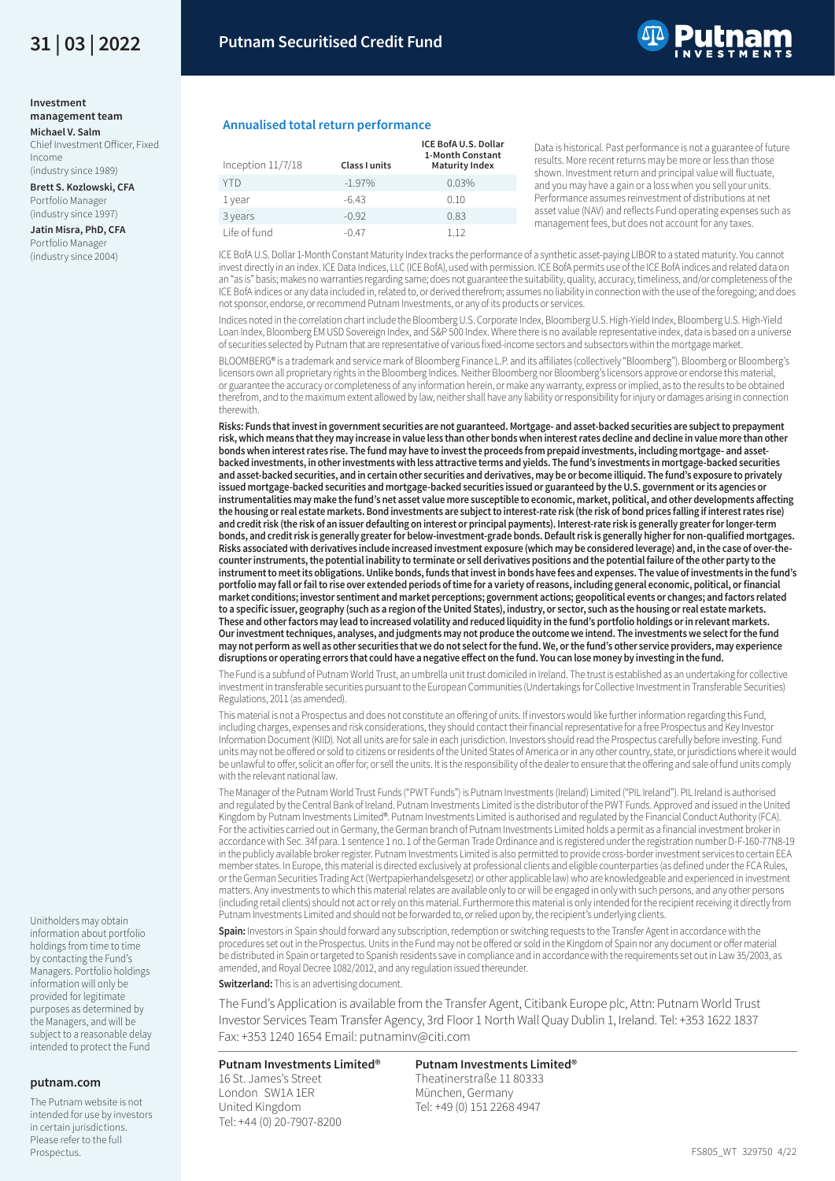## Investment management team

**Michael V. Salm**
Chief Investment Officer, Fixed Income
(industry since 1989)

**Brett S. Kozlowski, CFA**
Portfolio Manager
(industry since 1997)

**Jatin Misra, PhD, CFA**
Portfolio Manager
(industry since 2004)

## Annualised total return performance

| Inception 11/7/18 | Class I units | ICE BofA U.S. Dollar 1-Month Constant Maturity Index |
|---|---|---|
| YTD | -1.97% | 0.03% |
| 1 year | -6.43 | 0.10 |
| 3 years | -0.92 | 0.83 |
| Life of fund | -0.47 | 1.12 |

Data is historical. Past performance is not a guarantee of future results. More recent returns may be more or less than those shown. Investment return and principal value will fluctuate, and you may have a gain or a loss when you sell your units. Performance assumes reinvestment of distributions at net asset value (NAV) and reflects Fund operating expenses such as management fees, but does not account for any taxes.

ICE BofA U.S. Dollar 1-Month Constant Maturity Index tracks the performance of a synthetic asset-paying LIBOR to a stated maturity. You cannot invest directly in an index. ICE Data Indices, LLC (ICE BofA), used with permission. ICE BofA permits use of the ICE BofA indices and related data on an "as is" basis; makes no warranties regarding same; does not guarantee the suitability, quality, accuracy, timeliness, and/or completeness of the ICE BofA indices or any data included in, related to, or derived therefrom; assumes no liability in connection with the use of the foregoing; and does not sponsor, endorse, or recommend Putnam Investments, or any of its products or services.

Indices noted in the correlation chart include the Bloomberg U.S. Corporate Index, Bloomberg U.S. High-Yield Index, Bloomberg U.S. High-Yield Loan Index, Bloomberg EM USD Sovereign Index, and S&P 500 Index. Where there is no available representative index, data is based on a universe of securities selected by Putnam that are representative of various fixed-income sectors and subsectors within the mortgage market.

BLOOMBERG® is a trademark and service mark of Bloomberg Finance L.P. and its affiliates (collectively "Bloomberg"). Bloomberg or Bloomberg's licensors own all proprietary rights in the Bloomberg Indices. Neither Bloomberg nor Bloomberg's licensors approve or endorse this material, or guarantee the accuracy or completeness of any information herein, or make any warranty, express or implied, as to the results to be obtained therefrom, and to the maximum extent allowed by law, neither shall have any liability or responsibility for injury or damages arising in connection therewith.

**Risks: Funds that invest in government securities are not guaranteed. Mortgage- and asset-backed securities are subject to prepayment risk, which means that they may increase in value less than other bonds when interest rates decline and decline in value more than other bonds when interest rates rise. The fund may have to invest the proceeds from prepaid investments, including mortgage- and asset-backed investments, in other investments with less attractive terms and yields. The fund's investments in mortgage-backed securities and asset-backed securities, and in certain other securities and derivatives, may be or become illiquid. The fund's exposure to privately issued mortgage-backed securities and mortgage-backed securities issued or guaranteed by the U.S. government or its agencies or instrumentalities may make the fund's net asset value more susceptible to economic, market, political, and other developments affecting the housing or real estate markets. Bond investments are subject to interest-rate risk (the risk of bond prices falling if interest rates rise) and credit risk (the risk of an issuer defaulting on interest or principal payments). Interest-rate risk is generally greater for longer-term bonds, and credit risk is generally greater for below-investment-grade bonds. Default risk is generally higher for non-qualified mortgages. Risks associated with derivatives include increased investment exposure (which may be considered leverage) and, in the case of over-the-counter instruments, the potential inability to terminate or sell derivatives positions and the potential failure of the other party to the instrument to meet its obligations. Unlike bonds, funds that invest in bonds have fees and expenses. The value of investments in the fund's portfolio may fall or fail to rise over extended periods of time for a variety of reasons, including general economic, political, or financial market conditions; investor sentiment and market perceptions; government actions; geopolitical events or changes; and factors related to a specific issuer, geography (such as a region of the United States), industry, or sector, such as the housing or real estate markets. These and other factors may lead to increased volatility and reduced liquidity in the fund's portfolio holdings or in relevant markets. Our investment techniques, analyses, and judgments may not produce the outcome we intend. The investments we select for the fund may not perform as well as other securities that we do not select for the fund. We, or the fund's other service providers, may experience disruptions or operating errors that could have a negative effect on the fund. You can lose money by investing in the fund.**

The Fund is a subfund of Putnam World Trust, an umbrella unit trust domiciled in Ireland. The trust is established as an undertaking for collective investment in transferable securities pursuant to the European Communities (Undertakings for Collective Investment in Transferable Securities) Regulations, 2011 (as amended).

This material is not a Prospectus and does not constitute an offering of units. If investors would like further information regarding this Fund, including charges, expenses and risk considerations, they should contact their financial representative for a free Prospectus and Key Investor Information Document (KIID). Not all units are for sale in each jurisdiction. Investors should read the Prospectus carefully before investing. Fund units may not be offered or sold to citizens or residents of the United States of America or in any other country, state, or jurisdictions where it would be unlawful to offer, solicit an offer for, or sell the units. It is the responsibility of the dealer to ensure that the offering and sale of fund units comply with the relevant national law.

The Manager of the Putnam World Trust Funds ("PWT Funds") is Putnam Investments (Ireland) Limited ("PIL Ireland"). PIL Ireland is authorised and regulated by the Central Bank of Ireland. Putnam Investments Limited is the distributor of the PWT Funds. Approved and issued in the United Kingdom by Putnam Investments Limited®. Putnam Investments Limited is authorised and regulated by the Financial Conduct Authority (FCA). For the activities carried out in Germany, the German branch of Putnam Investments Limited holds a permit as a financial investment broker in accordance with Sec. 34f para. 1 sentence 1 no. 1 of the German Trade Ordinance and is registered under the registration number D-F-160-77N8-19 in the publicly available broker register. Putnam Investments Limited is also permitted to provide cross-border investment services to certain EEA member states. In Europe, this material is directed exclusively at professional clients and eligible counterparties (as defined under the FCA Rules, or the German Securities Trading Act (Wertpapierhandelsgesetz) or other applicable law) who are knowledgeable and experienced in investment matters. Any investments to which this material relates are available only to or will be engaged in only with such persons, and any other persons (including retail clients) should not act or rely on this material. Furthermore this material is only intended for the recipient receiving it directly from Putnam Investments Limited and should not be forwarded to, or relied upon by, the recipient's underlying clients.

**Spain:** Investors in Spain should forward any subscription, redemption or switching requests to the Transfer Agent in accordance with the procedures set out in the Prospectus. Units in the Fund may not be offered or sold in the Kingdom of Spain nor any document or offer material be distributed in Spain or targeted to Spanish residents save in compliance and in accordance with the requirements set out in Law 35/2003, as amended, and Royal Decree 1082/2012, and any regulation issued thereunder.

**Switzerland:** This is an advertising document.

The Fund's Application is available from the Transfer Agent, Citibank Europe plc, Attn: Putnam World Trust Investor Services Team Transfer Agency, 3rd Floor 1 North Wall Quay Dublin 1, Ireland. Tel: +353 1622 1837 Fax: +353 1240 1654 Email: putnaminv@citi.com

Unitholders may obtain information about portfolio holdings from time to time by contacting the Fund's Managers. Portfolio holdings information will only be provided for legitimate purposes as determined by the Managers, and will be subject to a reasonable delay intended to protect the Fund

**putnam.com**

The Putnam website is not intended for use by investors in certain jurisdictions. Please refer to the full Prospectus.

**Putnam Investments Limited®**
16 St. James's Street
London SW1A 1ER
United Kingdom
Tel: +44 (0) 20-7907-8200

**Putnam Investments Limited®**
Theatinerstraße 11 80333
München, Germany
Tel: +49 (0) 151 2268 4947

FS805_WT 329750 4/22